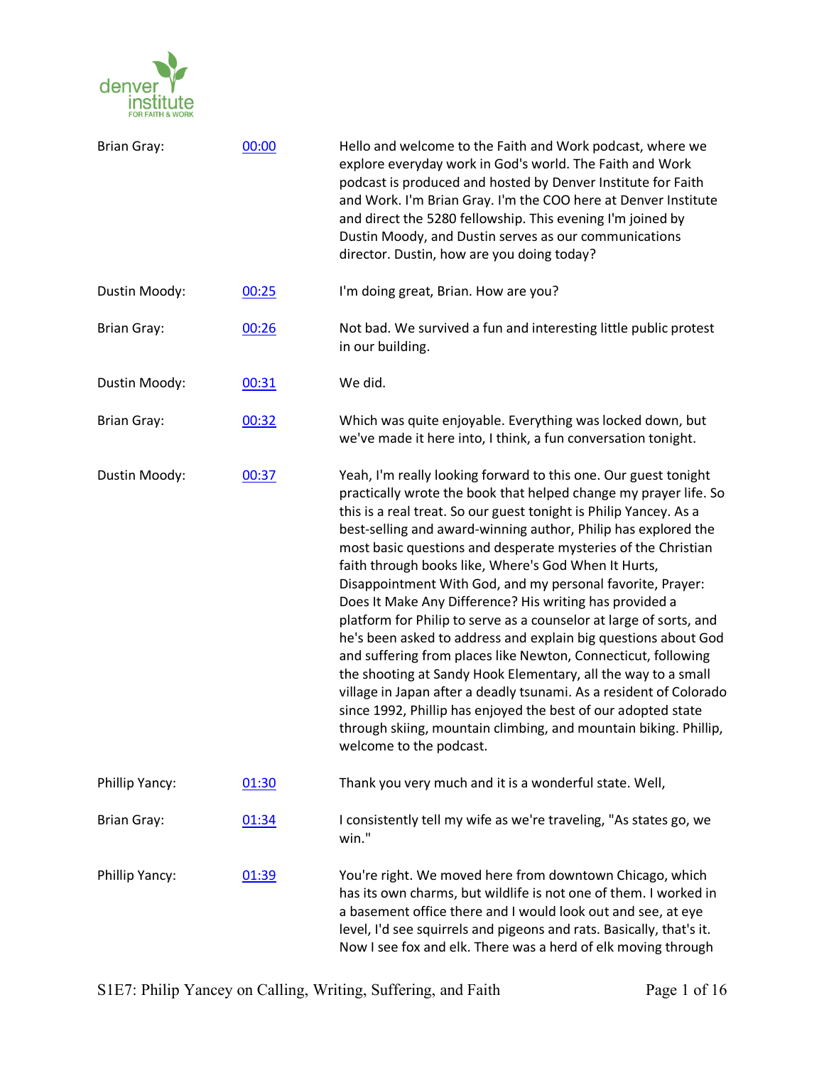| Speaker | Time | Text |
| --- | --- | --- |
| Brian Gray: | 00:00 | Hello and welcome to the Faith and Work podcast, where we explore everyday work in God's world. The Faith and Work podcast is produced and hosted by Denver Institute for Faith and Work. I'm Brian Gray. I'm the COO here at Denver Institute and direct the 5280 fellowship. This evening I'm joined by Dustin Moody, and Dustin serves as our communications director. Dustin, how are you doing today? |
| Dustin Moody: | 00:25 | I'm doing great, Brian. How are you? |
| Brian Gray: | 00:26 | Not bad. We survived a fun and interesting little public protest in our building. |
| Dustin Moody: | 00:31 | We did. |
| Brian Gray: | 00:32 | Which was quite enjoyable. Everything was locked down, but we've made it here into, I think, a fun conversation tonight. |
| Dustin Moody: | 00:37 | Yeah, I'm really looking forward to this one. Our guest tonight practically wrote the book that helped change my prayer life. So this is a real treat. So our guest tonight is Philip Yancey. As a best-selling and award-winning author, Philip has explored the most basic questions and desperate mysteries of the Christian faith through books like, Where's God When It Hurts, Disappointment With God, and my personal favorite, Prayer: Does It Make Any Difference? His writing has provided a platform for Philip to serve as a counselor at large of sorts, and he's been asked to address and explain big questions about God and suffering from places like Newton, Connecticut, following the shooting at Sandy Hook Elementary, all the way to a small village in Japan after a deadly tsunami. As a resident of Colorado since 1992, Phillip has enjoyed the best of our adopted state through skiing, mountain climbing, and mountain biking. Phillip, welcome to the podcast. |
| Phillip Yancy: | 01:30 | Thank you very much and it is a wonderful state. Well, |
| Brian Gray: | 01:34 | I consistently tell my wife as we're traveling, "As states go, we win." |
| Phillip Yancy: | 01:39 | You're right. We moved here from downtown Chicago, which has its own charms, but wildlife is not one of them. I worked in a basement office there and I would look out and see, at eye level, I'd see squirrels and pigeons and rats. Basically, that's it. Now I see fox and elk. There was a herd of elk moving through |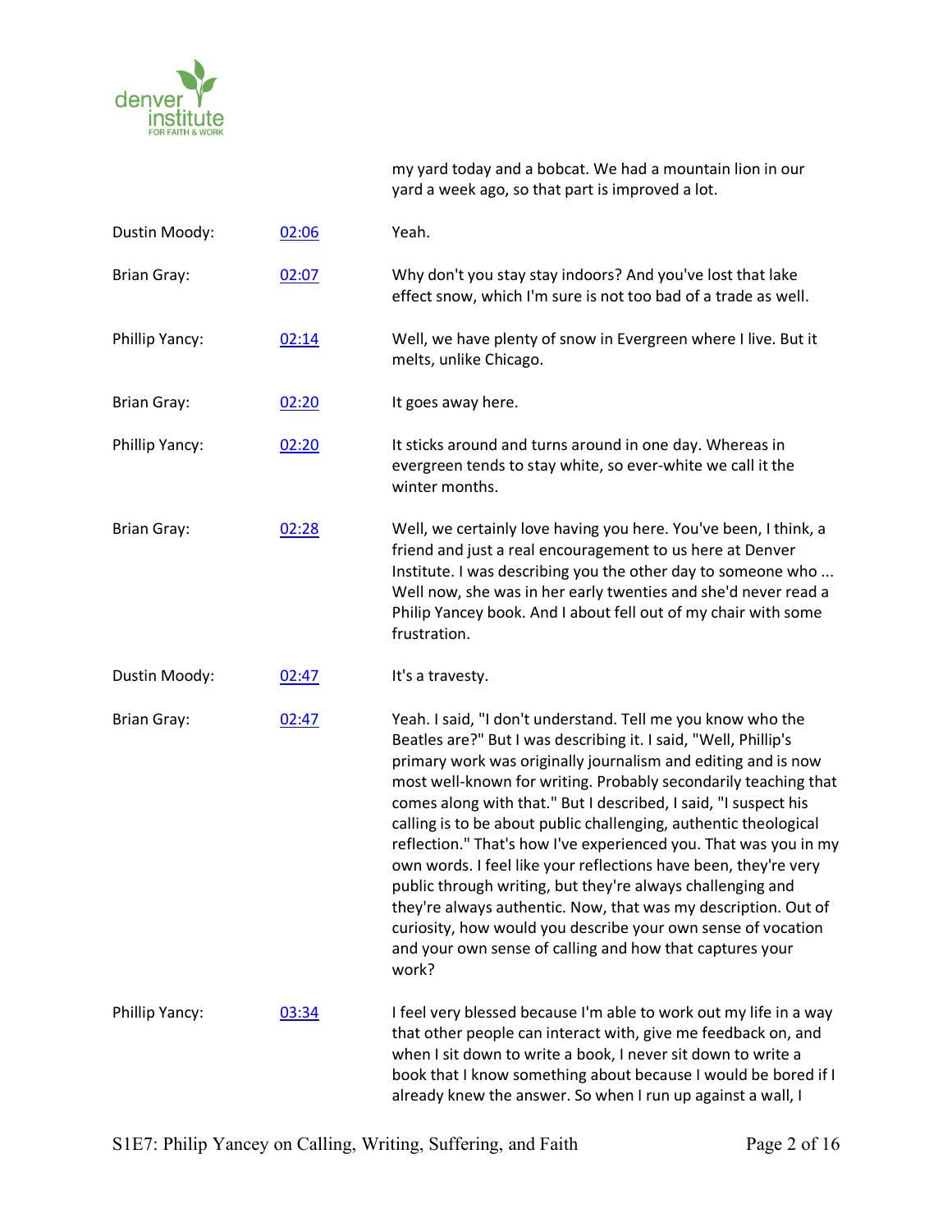my yard today and a bobcat. We had a mountain lion in our yard a week ago, so that part is improved a lot.

| | | |
|---|---|---|
| Dustin Moody: | [02:06] | Yeah. |
| Brian Gray: | [02:07] | Why don't you stay stay indoors? And you've lost that lake effect snow, which I'm sure is not too bad of a trade as well. |
| Phillip Yancy: | [02:14] | Well, we have plenty of snow in Evergreen where I live. But it melts, unlike Chicago. |
| Brian Gray: | [02:20] | It goes away here. |
| Phillip Yancy: | [02:20] | It sticks around and turns around in one day. Whereas in evergreen tends to stay white, so ever-white we call it the winter months. |
| Brian Gray: | [02:28] | Well, we certainly love having you here. You've been, I think, a friend and just a real encouragement to us here at Denver Institute. I was describing you the other day to someone who ... Well now, she was in her early twenties and she'd never read a Philip Yancey book. And I about fell out of my chair with some frustration. |
| Dustin Moody: | [02:47] | It's a travesty. |
| Brian Gray: | [02:47] | Yeah. I said, "I don't understand. Tell me you know who the Beatles are?" But I was describing it. I said, "Well, Phillip's primary work was originally journalism and editing and is now most well-known for writing. Probably secondarily teaching that comes along with that." But I described, I said, "I suspect his calling is to be about public challenging, authentic theological reflection." That's how I've experienced you. That was you in my own words. I feel like your reflections have been, they're very public through writing, but they're always challenging and they're always authentic. Now, that was my description. Out of curiosity, how would you describe your own sense of vocation and your own sense of calling and how that captures your work? |
| Phillip Yancy: | [03:34] | I feel very blessed because I'm able to work out my life in a way that other people can interact with, give me feedback on, and when I sit down to write a book, I never sit down to write a book that I know something about because I would be bored if I already knew the answer. So when I run up against a wall, I |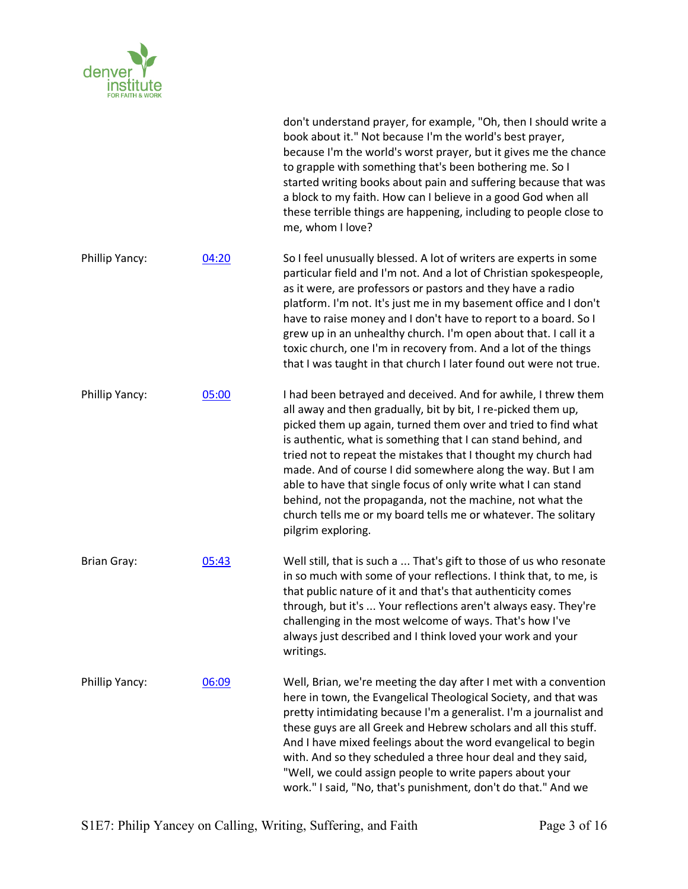don't understand prayer, for example, "Oh, then I should write a book about it." Not because I'm the world's best prayer, because I'm the world's worst prayer, but it gives me the chance to grapple with something that's been bothering me. So I started writing books about pain and suffering because that was a block to my faith. How can I believe in a good God when all these terrible things are happening, including to people close to me, whom I love?

| | | |
|---|---|---|
| Phillip Yancy: | 04:20 | So I feel unusually blessed. A lot of writers are experts in some particular field and I'm not. And a lot of Christian spokespeople, as it were, are professors or pastors and they have a radio platform. I'm not. It's just me in my basement office and I don't have to raise money and I don't have to report to a board. So I grew up in an unhealthy church. I'm open about that. I call it a toxic church, one I'm in recovery from. And a lot of the things that I was taught in that church I later found out were not true. |
| Phillip Yancy: | 05:00 | I had been betrayed and deceived. And for awhile, I threw them all away and then gradually, bit by bit, I re-picked them up, picked them up again, turned them over and tried to find what is authentic, what is something that I can stand behind, and tried not to repeat the mistakes that I thought my church had made. And of course I did somewhere along the way. But I am able to have that single focus of only write what I can stand behind, not the propaganda, not the machine, not what the church tells me or my board tells me or whatever. The solitary pilgrim exploring. |
| Brian Gray: | 05:43 | Well still, that is such a ... That's gift to those of us who resonate in so much with some of your reflections. I think that, to me, is that public nature of it and that's that authenticity comes through, but it's ... Your reflections aren't always easy. They're challenging in the most welcome of ways. That's how I've always just described and I think loved your work and your writings. |
| Phillip Yancy: | 06:09 | Well, Brian, we're meeting the day after I met with a convention here in town, the Evangelical Theological Society, and that was pretty intimidating because I'm a generalist. I'm a journalist and these guys are all Greek and Hebrew scholars and all this stuff. And I have mixed feelings about the word evangelical to begin with. And so they scheduled a three hour deal and they said, "Well, we could assign people to write papers about your work." I said, "No, that's punishment, don't do that." And we |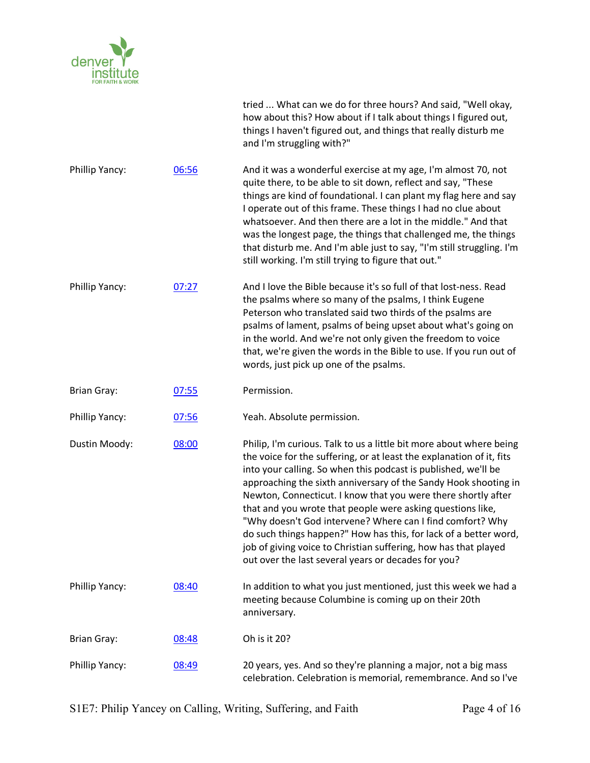tried ... What can we do for three hours? And said, "Well okay, how about this? How about if I talk about things I figured out, things I haven't figured out, and things that really disturb me and I'm struggling with?"

| | | |
|---|---|---|
| Phillip Yancy: | 06:56 | And it was a wonderful exercise at my age, I'm almost 70, not quite there, to be able to sit down, reflect and say, "These things are kind of foundational. I can plant my flag here and say I operate out of this frame. These things I had no clue about whatsoever. And then there are a lot in the middle." And that was the longest page, the things that challenged me, the things that disturb me. And I'm able just to say, "I'm still struggling. I'm still working. I'm still trying to figure that out." |
| Phillip Yancy: | 07:27 | And I love the Bible because it's so full of that lost-ness. Read the psalms where so many of the psalms, I think Eugene Peterson who translated said two thirds of the psalms are psalms of lament, psalms of being upset about what's going on in the world. And we're not only given the freedom to voice that, we're given the words in the Bible to use. If you run out of words, just pick up one of the psalms. |
| Brian Gray: | 07:55 | Permission. |
| Phillip Yancy: | 07:56 | Yeah. Absolute permission. |
| Dustin Moody: | 08:00 | Philip, I'm curious. Talk to us a little bit more about where being the voice for the suffering, or at least the explanation of it, fits into your calling. So when this podcast is published, we'll be approaching the sixth anniversary of the Sandy Hook shooting in Newton, Connecticut. I know that you were there shortly after that and you wrote that people were asking questions like, "Why doesn't God intervene? Where can I find comfort? Why do such things happen?" How has this, for lack of a better word, job of giving voice to Christian suffering, how has that played out over the last several years or decades for you? |
| Phillip Yancy: | 08:40 | In addition to what you just mentioned, just this week we had a meeting because Columbine is coming up on their 20th anniversary. |
| Brian Gray: | 08:48 | Oh is it 20? |
| Phillip Yancy: | 08:49 | 20 years, yes. And so they're planning a major, not a big mass celebration. Celebration is memorial, remembrance. And so I've |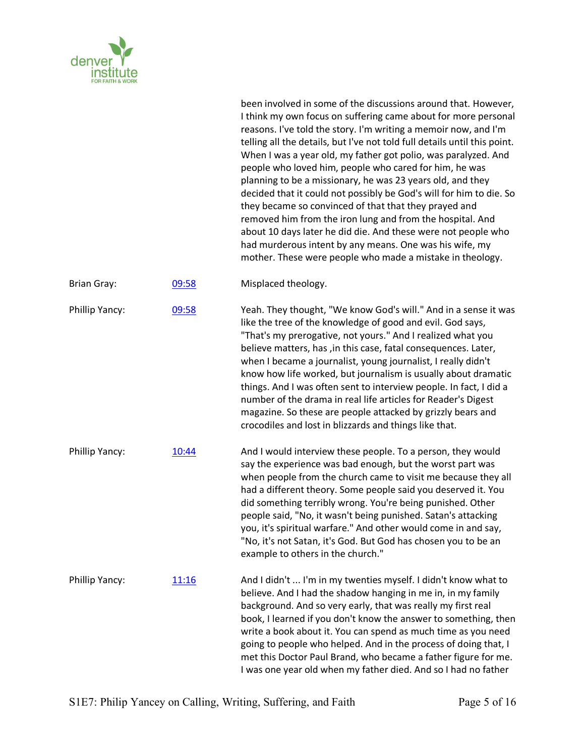been involved in some of the discussions around that. However, I think my own focus on suffering came about for more personal reasons. I've told the story. I'm writing a memoir now, and I'm telling all the details, but I've not told full details until this point. When I was a year old, my father got polio, was paralyzed. And people who loved him, people who cared for him, he was planning to be a missionary, he was 23 years old, and they decided that it could not possibly be God's will for him to die. So they became so convinced of that that they prayed and removed him from the iron lung and from the hospital. And about 10 days later he did die. And these were not people who had murderous intent by any means. One was his wife, my mother. These were people who made a mistake in theology.

| | | |
|---|---|---|
| Brian Gray: | 09:58 | Misplaced theology. |
| Phillip Yancy: | 09:58 | Yeah. They thought, "We know God's will." And in a sense it was like the tree of the knowledge of good and evil. God says, "That's my prerogative, not yours." And I realized what you believe matters, has ,in this case, fatal consequences. Later, when I became a journalist, young journalist, I really didn't know how life worked, but journalism is usually about dramatic things. And I was often sent to interview people. In fact, I did a number of the drama in real life articles for Reader's Digest magazine. So these are people attacked by grizzly bears and crocodiles and lost in blizzards and things like that. |
| Phillip Yancy: | 10:44 | And I would interview these people. To a person, they would say the experience was bad enough, but the worst part was when people from the church came to visit me because they all had a different theory. Some people said you deserved it. You did something terribly wrong. You're being punished. Other people said, "No, it wasn't being punished. Satan's attacking you, it's spiritual warfare." And other would come in and say, "No, it's not Satan, it's God. But God has chosen you to be an example to others in the church." |
| Phillip Yancy: | 11:16 | And I didn't ... I'm in my twenties myself. I didn't know what to believe. And I had the shadow hanging in me in, in my family background. And so very early, that was really my first real book, I learned if you don't know the answer to something, then write a book about it. You can spend as much time as you need going to people who helped. And in the process of doing that, I met this Doctor Paul Brand, who became a father figure for me. I was one year old when my father died. And so I had no father |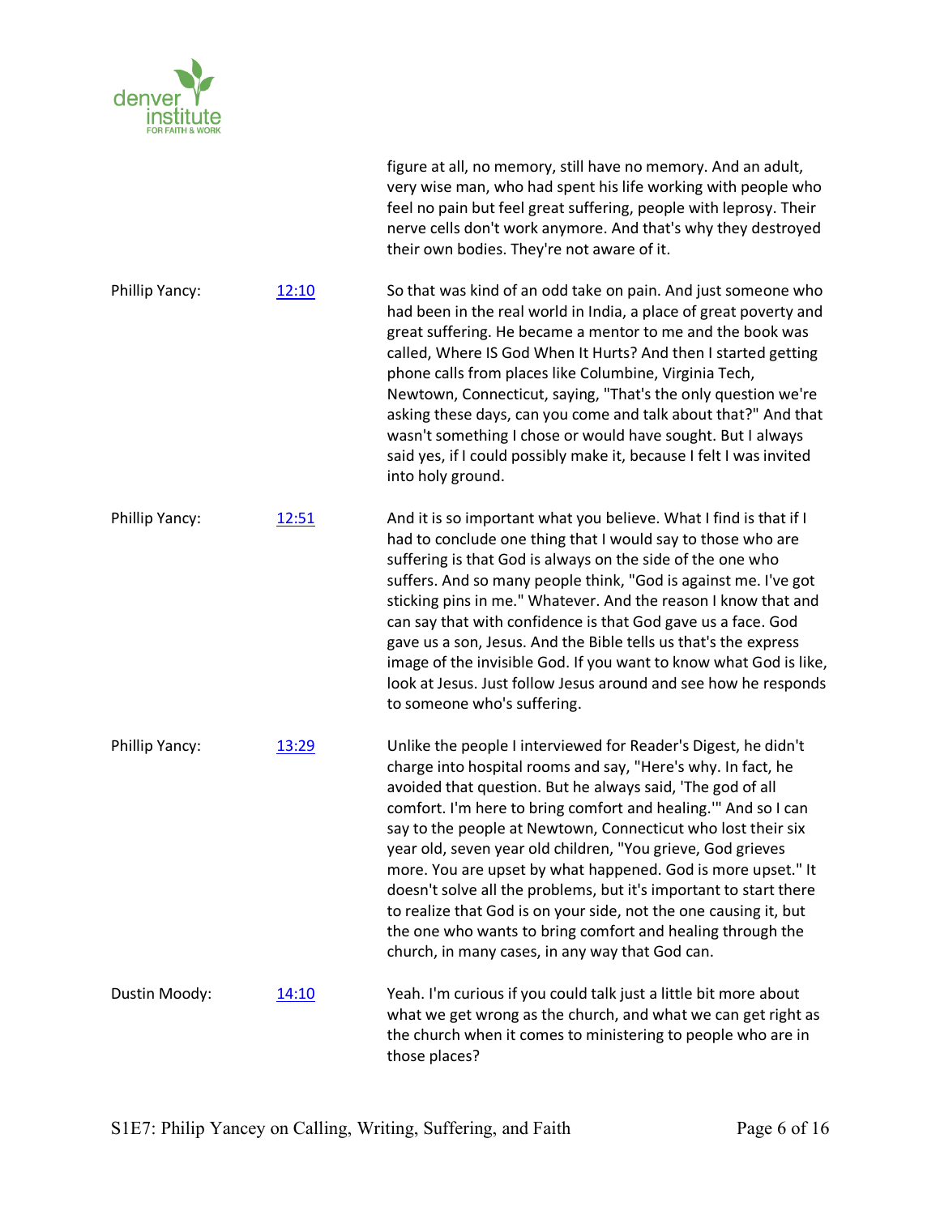figure at all, no memory, still have no memory. And an adult, very wise man, who had spent his life working with people who feel no pain but feel great suffering, people with leprosy. Their nerve cells don't work anymore. And that's why they destroyed their own bodies. They're not aware of it.

Phillip Yancy: [12:10](#) So that was kind of an odd take on pain. And just someone who had been in the real world in India, a place of great poverty and great suffering. He became a mentor to me and the book was called, Where IS God When It Hurts? And then I started getting phone calls from places like Columbine, Virginia Tech, Newtown, Connecticut, saying, "That's the only question we're asking these days, can you come and talk about that?" And that wasn't something I chose or would have sought. But I always said yes, if I could possibly make it, because I felt I was invited into holy ground.

Phillip Yancy: [12:51](#) And it is so important what you believe. What I find is that if I had to conclude one thing that I would say to those who are suffering is that God is always on the side of the one who suffers. And so many people think, "God is against me. I've got sticking pins in me." Whatever. And the reason I know that and can say that with confidence is that God gave us a face. God gave us a son, Jesus. And the Bible tells us that's the express image of the invisible God. If you want to know what God is like, look at Jesus. Just follow Jesus around and see how he responds to someone who's suffering.

Phillip Yancy: [13:29](#) Unlike the people I interviewed for Reader's Digest, he didn't charge into hospital rooms and say, "Here's why. In fact, he avoided that question. But he always said, 'The god of all comfort. I'm here to bring comfort and healing.'" And so I can say to the people at Newtown, Connecticut who lost their six year old, seven year old children, "You grieve, God grieves more. You are upset by what happened. God is more upset." It doesn't solve all the problems, but it's important to start there to realize that God is on your side, not the one causing it, but the one who wants to bring comfort and healing through the church, in many cases, in any way that God can.

Dustin Moody: [14:10](#) Yeah. I'm curious if you could talk just a little bit more about what we get wrong as the church, and what we can get right as the church when it comes to ministering to people who are in those places?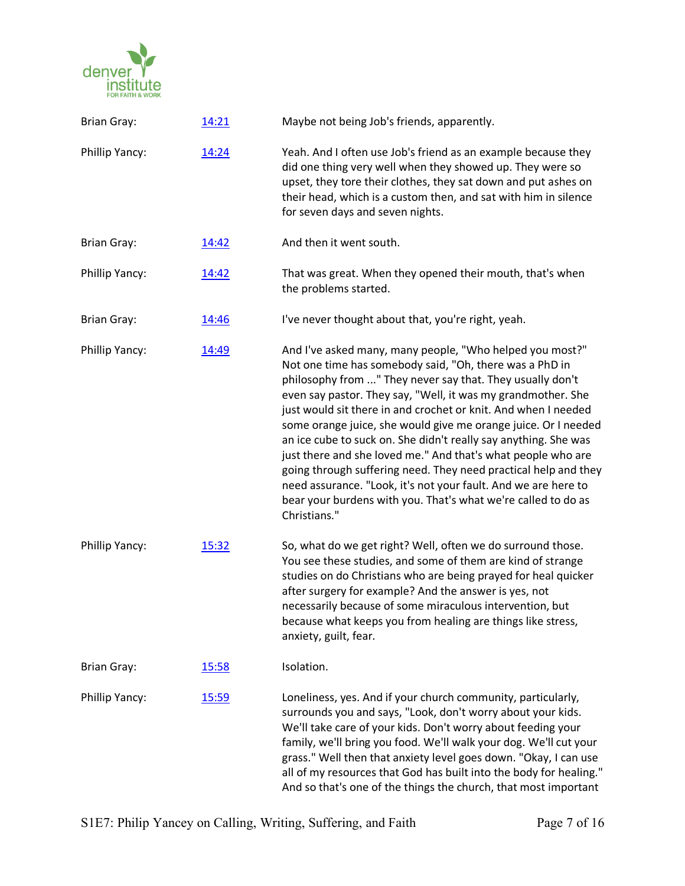| | | |
|---|---|---|
| Brian Gray: | 14:21 | Maybe not being Job's friends, apparently. |
| Phillip Yancy: | 14:24 | Yeah. And I often use Job's friend as an example because they did one thing very well when they showed up. They were so upset, they tore their clothes, they sat down and put ashes on their head, which is a custom then, and sat with him in silence for seven days and seven nights. |
| Brian Gray: | 14:42 | And then it went south. |
| Phillip Yancy: | 14:42 | That was great. When they opened their mouth, that's when the problems started. |
| Brian Gray: | 14:46 | I've never thought about that, you're right, yeah. |
| Phillip Yancy: | 14:49 | And I've asked many, many people, "Who helped you most?" Not one time has somebody said, "Oh, there was a PhD in philosophy from ..." They never say that. They usually don't even say pastor. They say, "Well, it was my grandmother. She just would sit there in and crochet or knit. And when I needed some orange juice, she would give me orange juice. Or I needed an ice cube to suck on. She didn't really say anything. She was just there and she loved me." And that's what people who are going through suffering need. They need practical help and they need assurance. "Look, it's not your fault. And we are here to bear your burdens with you. That's what we're called to do as Christians." |
| Phillip Yancy: | 15:32 | So, what do we get right? Well, often we do surround those. You see these studies, and some of them are kind of strange studies on do Christians who are being prayed for heal quicker after surgery for example? And the answer is yes, not necessarily because of some miraculous intervention, but because what keeps you from healing are things like stress, anxiety, guilt, fear. |
| Brian Gray: | 15:58 | Isolation. |
| Phillip Yancy: | 15:59 | Loneliness, yes. And if your church community, particularly, surrounds you and says, "Look, don't worry about your kids. We'll take care of your kids. Don't worry about feeding your family, we'll bring you food. We'll walk your dog. We'll cut your grass." Well then that anxiety level goes down. "Okay, I can use all of my resources that God has built into the body for healing." And so that's one of the things the church, that most important |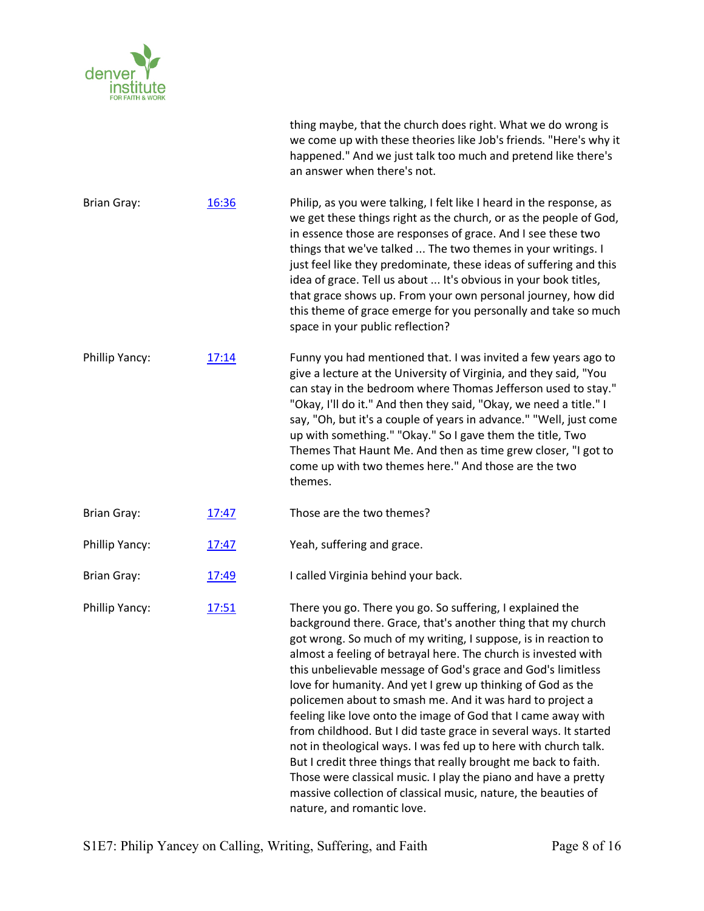thing maybe, that the church does right. What we do wrong is we come up with these theories like Job's friends. "Here's why it happened." And we just talk too much and pretend like there's an answer when there's not.

Brian Gray: 16:36

Philip, as you were talking, I felt like I heard in the response, as we get these things right as the church, or as the people of God, in essence those are responses of grace. And I see these two things that we've talked ... The two themes in your writings. I just feel like they predominate, these ideas of suffering and this idea of grace. Tell us about ... It's obvious in your book titles, that grace shows up. From your own personal journey, how did this theme of grace emerge for you personally and take so much space in your public reflection?

Phillip Yancy: 17:14

Funny you had mentioned that. I was invited a few years ago to give a lecture at the University of Virginia, and they said, "You can stay in the bedroom where Thomas Jefferson used to stay." "Okay, I'll do it." And then they said, "Okay, we need a title." I say, "Oh, but it's a couple of years in advance." "Well, just come up with something." "Okay." So I gave them the title, Two Themes That Haunt Me. And then as time grew closer, "I got to come up with two themes here." And those are the two themes.

Brian Gray: 17:47

Those are the two themes?

Phillip Yancy: 17:47

Yeah, suffering and grace.

Brian Gray: 17:49

I called Virginia behind your back.

Phillip Yancy: 17:51

There you go. There you go. So suffering, I explained the background there. Grace, that's another thing that my church got wrong. So much of my writing, I suppose, is in reaction to almost a feeling of betrayal here. The church is invested with this unbelievable message of God's grace and God's limitless love for humanity. And yet I grew up thinking of God as the policemen about to smash me. And it was hard to project a feeling like love onto the image of God that I came away with from childhood. But I did taste grace in several ways. It started not in theological ways. I was fed up to here with church talk. But I credit three things that really brought me back to faith. Those were classical music. I play the piano and have a pretty massive collection of classical music, nature, the beauties of nature, and romantic love.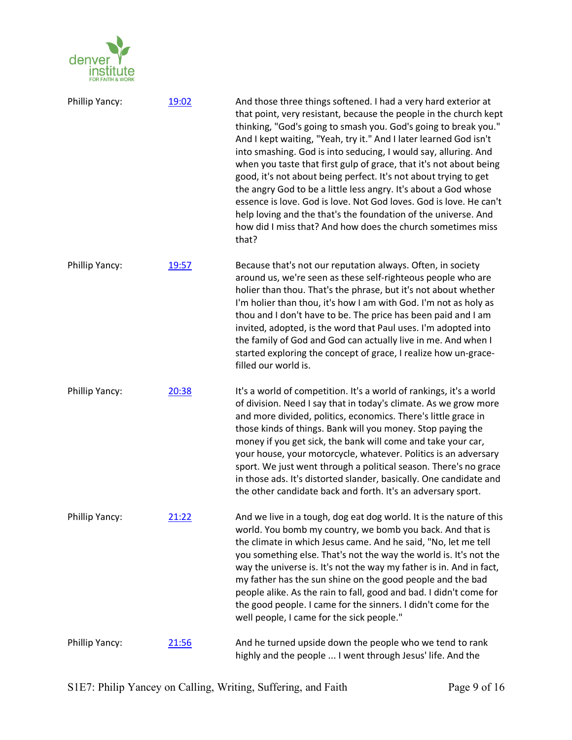| | | |
|---|---|---|
| Phillip Yancy: | [19:02]() | And those three things softened. I had a very hard exterior at that point, very resistant, because the people in the church kept thinking, "God's going to smash you. God's going to break you." And I kept waiting, "Yeah, try it." And I later learned God isn't into smashing. God is into seducing, I would say, alluring. And when you taste that first gulp of grace, that it's not about being good, it's not about being perfect. It's not about trying to get the angry God to be a little less angry. It's about a God whose essence is love. God is love. Not God loves. God is love. He can't help loving and the that's the foundation of the universe. And how did I miss that? And how does the church sometimes miss that? |
| Phillip Yancy: | [19:57]() | Because that's not our reputation always. Often, in society around us, we're seen as these self-righteous people who are holier than thou. That's the phrase, but it's not about whether I'm holier than thou, it's how I am with God. I'm not as holy as thou and I don't have to be. The price has been paid and I am invited, adopted, is the word that Paul uses. I'm adopted into the family of God and God can actually live in me. And when I started exploring the concept of grace, I realize how un-grace-filled our world is. |
| Phillip Yancy: | [20:38]() | It's a world of competition. It's a world of rankings, it's a world of division. Need I say that in today's climate. As we grow more and more divided, politics, economics. There's little grace in those kinds of things. Bank will you money. Stop paying the money if you get sick, the bank will come and take your car, your house, your motorcycle, whatever. Politics is an adversary sport. We just went through a political season. There's no grace in those ads. It's distorted slander, basically. One candidate and the other candidate back and forth. It's an adversary sport. |
| Phillip Yancy: | [21:22]() | And we live in a tough, dog eat dog world. It is the nature of this world. You bomb my country, we bomb you back. And that is the climate in which Jesus came. And he said, "No, let me tell you something else. That's not the way the world is. It's not the way the universe is. It's not the way my father is in. And in fact, my father has the sun shine on the good people and the bad people alike. As the rain to fall, good and bad. I didn't come for the good people. I came for the sinners. I didn't come for the well people, I came for the sick people." |
| Phillip Yancy: | [21:56]() | And he turned upside down the people who we tend to rank highly and the people ... I went through Jesus' life. And the |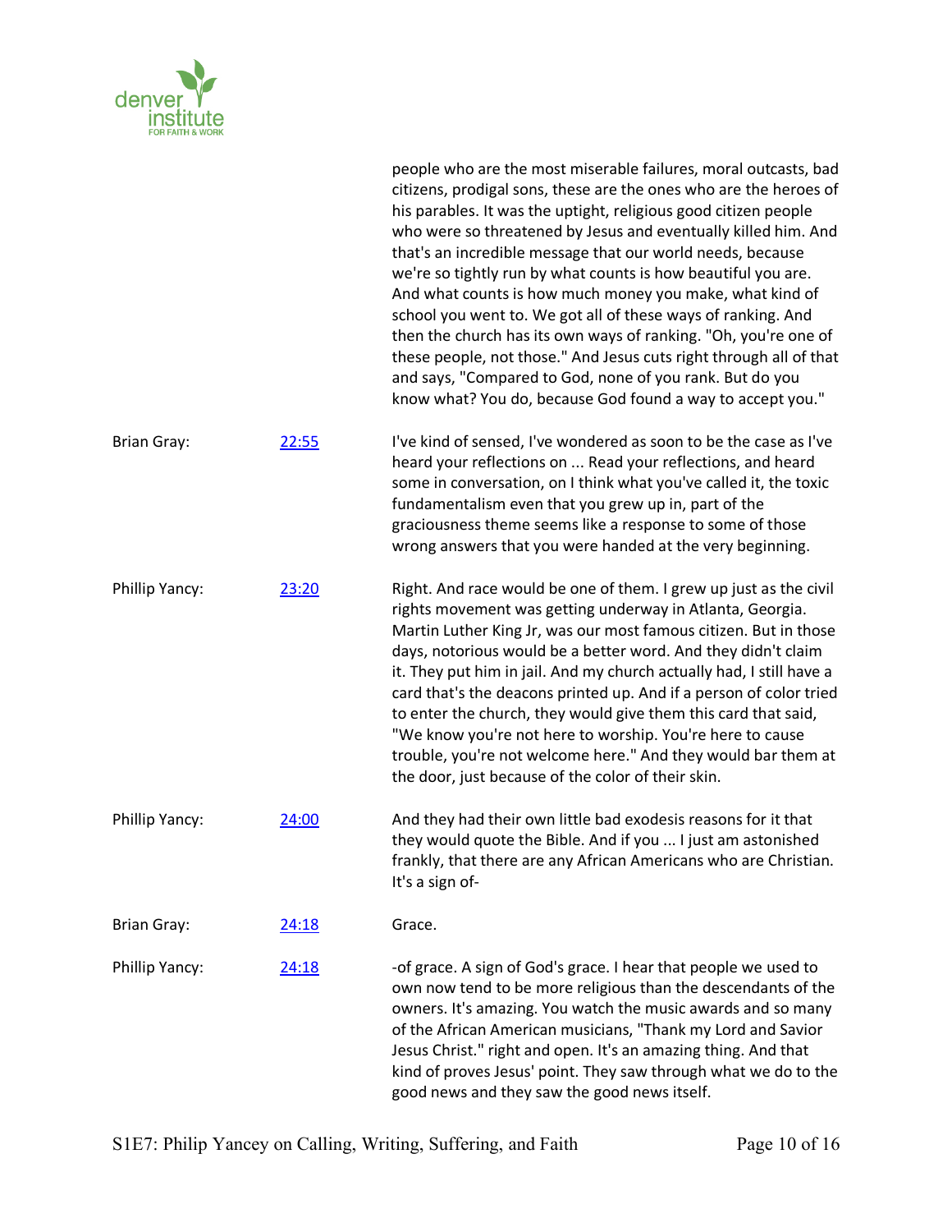people who are the most miserable failures, moral outcasts, bad citizens, prodigal sons, these are the ones who are the heroes of his parables. It was the uptight, religious good citizen people who were so threatened by Jesus and eventually killed him. And that's an incredible message that our world needs, because we're so tightly run by what counts is how beautiful you are. And what counts is how much money you make, what kind of school you went to. We got all of these ways of ranking. And then the church has its own ways of ranking. "Oh, you're one of these people, not those." And Jesus cuts right through all of that and says, "Compared to God, none of you rank. But do you know what? You do, because God found a way to accept you."

| | | |
|---|---|---|
| Brian Gray: | [22:55](#) | I've kind of sensed, I've wondered as soon to be the case as I've heard your reflections on ... Read your reflections, and heard some in conversation, on I think what you've called it, the toxic fundamentalism even that you grew up in, part of the graciousness theme seems like a response to some of those wrong answers that you were handed at the very beginning. |
| Phillip Yancy: | [23:20](#) | Right. And race would be one of them. I grew up just as the civil rights movement was getting underway in Atlanta, Georgia. Martin Luther King Jr, was our most famous citizen. But in those days, notorious would be a better word. And they didn't claim it. They put him in jail. And my church actually had, I still have a card that's the deacons printed up. And if a person of color tried to enter the church, they would give them this card that said, "We know you're not here to worship. You're here to cause trouble, you're not welcome here." And they would bar them at the door, just because of the color of their skin. |
| Phillip Yancy: | [24:00](#) | And they had their own little bad exodesis reasons for it that they would quote the Bible. And if you ... I just am astonished frankly, that there are any African Americans who are Christian. It's a sign of- |
| Brian Gray: | [24:18](#) | Grace. |
| Phillip Yancy: | [24:18](#) | -of grace. A sign of God's grace. I hear that people we used to own now tend to be more religious than the descendants of the owners. It's amazing. You watch the music awards and so many of the African American musicians, "Thank my Lord and Savior Jesus Christ." right and open. It's an amazing thing. And that kind of proves Jesus' point. They saw through what we do to the good news and they saw the good news itself. |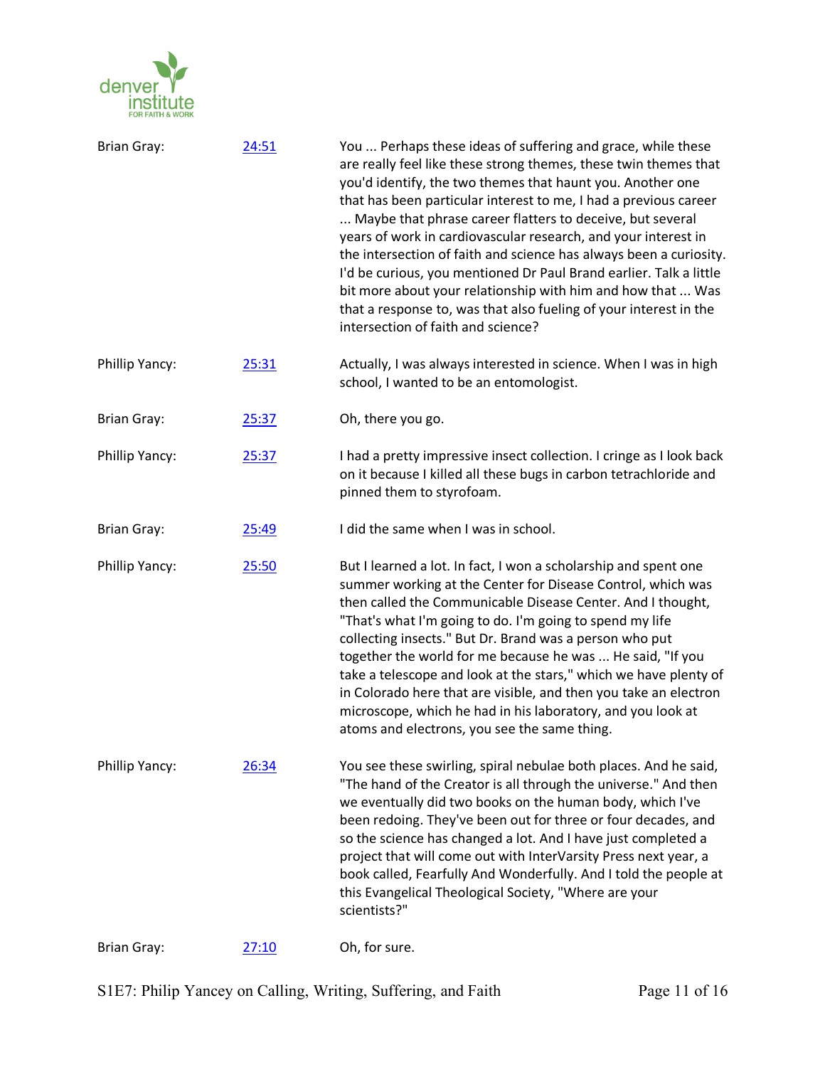| | | |
|---|---|---|
| Brian Gray: | 24:51 | You ... Perhaps these ideas of suffering and grace, while these are really feel like these strong themes, these twin themes that you'd identify, the two themes that haunt you. Another one that has been particular interest to me, I had a previous career ... Maybe that phrase career flatters to deceive, but several years of work in cardiovascular research, and your interest in the intersection of faith and science has always been a curiosity. I'd be curious, you mentioned Dr Paul Brand earlier. Talk a little bit more about your relationship with him and how that ... Was that a response to, was that also fueling of your interest in the intersection of faith and science? |
| Phillip Yancy: | 25:31 | Actually, I was always interested in science. When I was in high school, I wanted to be an entomologist. |
| Brian Gray: | 25:37 | Oh, there you go. |
| Phillip Yancy: | 25:37 | I had a pretty impressive insect collection. I cringe as I look back on it because I killed all these bugs in carbon tetrachloride and pinned them to styrofoam. |
| Brian Gray: | 25:49 | I did the same when I was in school. |
| Phillip Yancy: | 25:50 | But I learned a lot. In fact, I won a scholarship and spent one summer working at the Center for Disease Control, which was then called the Communicable Disease Center. And I thought, "That's what I'm going to do. I'm going to spend my life collecting insects." But Dr. Brand was a person who put together the world for me because he was ... He said, "If you take a telescope and look at the stars," which we have plenty of in Colorado here that are visible, and then you take an electron microscope, which he had in his laboratory, and you look at atoms and electrons, you see the same thing. |
| Phillip Yancy: | 26:34 | You see these swirling, spiral nebulae both places. And he said, "The hand of the Creator is all through the universe." And then we eventually did two books on the human body, which I've been redoing. They've been out for three or four decades, and so the science has changed a lot. And I have just completed a project that will come out with InterVarsity Press next year, a book called, Fearfully And Wonderfully. And I told the people at this Evangelical Theological Society, "Where are your scientists?" |
| Brian Gray: | 27:10 | Oh, for sure. |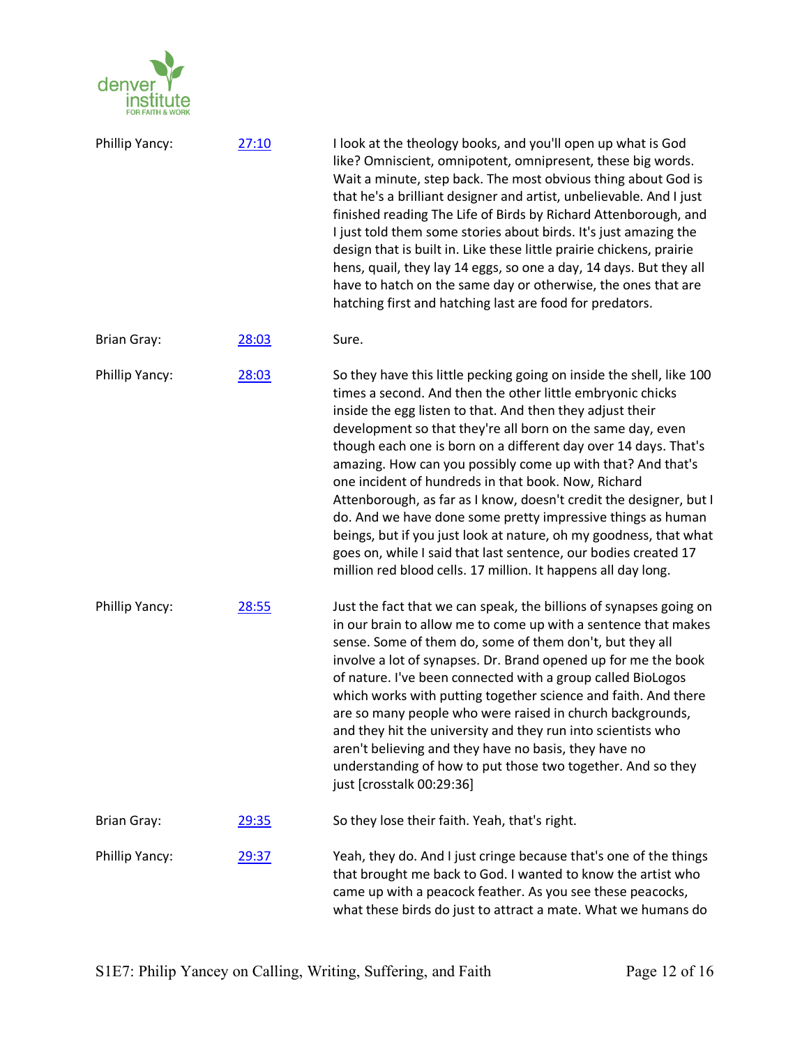| | | |
|---|---|---|
| Phillip Yancy: | [27:10]() | I look at the theology books, and you'll open up what is God like? Omniscient, omnipotent, omnipresent, these big words. Wait a minute, step back. The most obvious thing about God is that he's a brilliant designer and artist, unbelievable. And I just finished reading The Life of Birds by Richard Attenborough, and I just told them some stories about birds. It's just amazing the design that is built in. Like these little prairie chickens, prairie hens, quail, they lay 14 eggs, so one a day, 14 days. But they all have to hatch on the same day or otherwise, the ones that are hatching first and hatching last are food for predators. |
| Brian Gray: | [28:03]() | Sure. |
| Phillip Yancy: | [28:03]() | So they have this little pecking going on inside the shell, like 100 times a second. And then the other little embryonic chicks inside the egg listen to that. And then they adjust their development so that they're all born on the same day, even though each one is born on a different day over 14 days. That's amazing. How can you possibly come up with that? And that's one incident of hundreds in that book. Now, Richard Attenborough, as far as I know, doesn't credit the designer, but I do. And we have done some pretty impressive things as human beings, but if you just look at nature, oh my goodness, that what goes on, while I said that last sentence, our bodies created 17 million red blood cells. 17 million. It happens all day long. |
| Phillip Yancy: | [28:55]() | Just the fact that we can speak, the billions of synapses going on in our brain to allow me to come up with a sentence that makes sense. Some of them do, some of them don't, but they all involve a lot of synapses. Dr. Brand opened up for me the book of nature. I've been connected with a group called BioLogos which works with putting together science and faith. And there are so many people who were raised in church backgrounds, and they hit the university and they run into scientists who aren't believing and they have no basis, they have no understanding of how to put those two together. And so they just [crosstalk 00:29:36] |
| Brian Gray: | [29:35]() | So they lose their faith. Yeah, that's right. |
| Phillip Yancy: | [29:37]() | Yeah, they do. And I just cringe because that's one of the things that brought me back to God. I wanted to know the artist who came up with a peacock feather. As you see these peacocks, what these birds do just to attract a mate. What we humans do |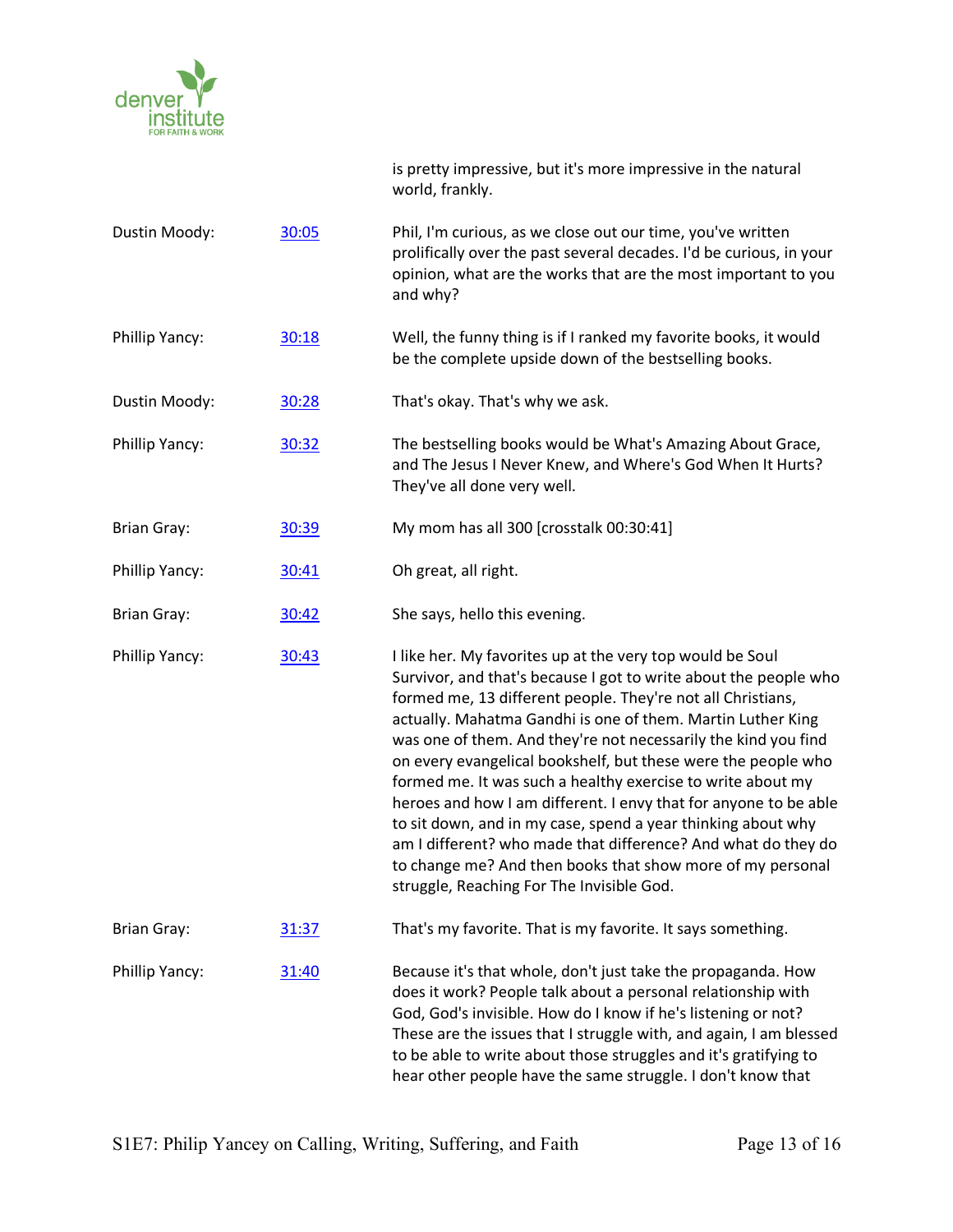is pretty impressive, but it's more impressive in the natural world, frankly.

| | | |
|---|---|---|
| Dustin Moody: | 30:05 | Phil, I'm curious, as we close out our time, you've written prolifically over the past several decades. I'd be curious, in your opinion, what are the works that are the most important to you and why? |
| Phillip Yancy: | 30:18 | Well, the funny thing is if I ranked my favorite books, it would be the complete upside down of the bestselling books. |
| Dustin Moody: | 30:28 | That's okay. That's why we ask. |
| Phillip Yancy: | 30:32 | The bestselling books would be What's Amazing About Grace, and The Jesus I Never Knew, and Where's God When It Hurts? They've all done very well. |
| Brian Gray: | 30:39 | My mom has all 300 [crosstalk 00:30:41] |
| Phillip Yancy: | 30:41 | Oh great, all right. |
| Brian Gray: | 30:42 | She says, hello this evening. |
| Phillip Yancy: | 30:43 | I like her. My favorites up at the very top would be Soul Survivor, and that's because I got to write about the people who formed me, 13 different people. They're not all Christians, actually. Mahatma Gandhi is one of them. Martin Luther King was one of them. And they're not necessarily the kind you find on every evangelical bookshelf, but these were the people who formed me. It was such a healthy exercise to write about my heroes and how I am different. I envy that for anyone to be able to sit down, and in my case, spend a year thinking about why am I different? who made that difference? And what do they do to change me? And then books that show more of my personal struggle, Reaching For The Invisible God. |
| Brian Gray: | 31:37 | That's my favorite. That is my favorite. It says something. |
| Phillip Yancy: | 31:40 | Because it's that whole, don't just take the propaganda. How does it work? People talk about a personal relationship with God, God's invisible. How do I know if he's listening or not? These are the issues that I struggle with, and again, I am blessed to be able to write about those struggles and it's gratifying to hear other people have the same struggle. I don't know that |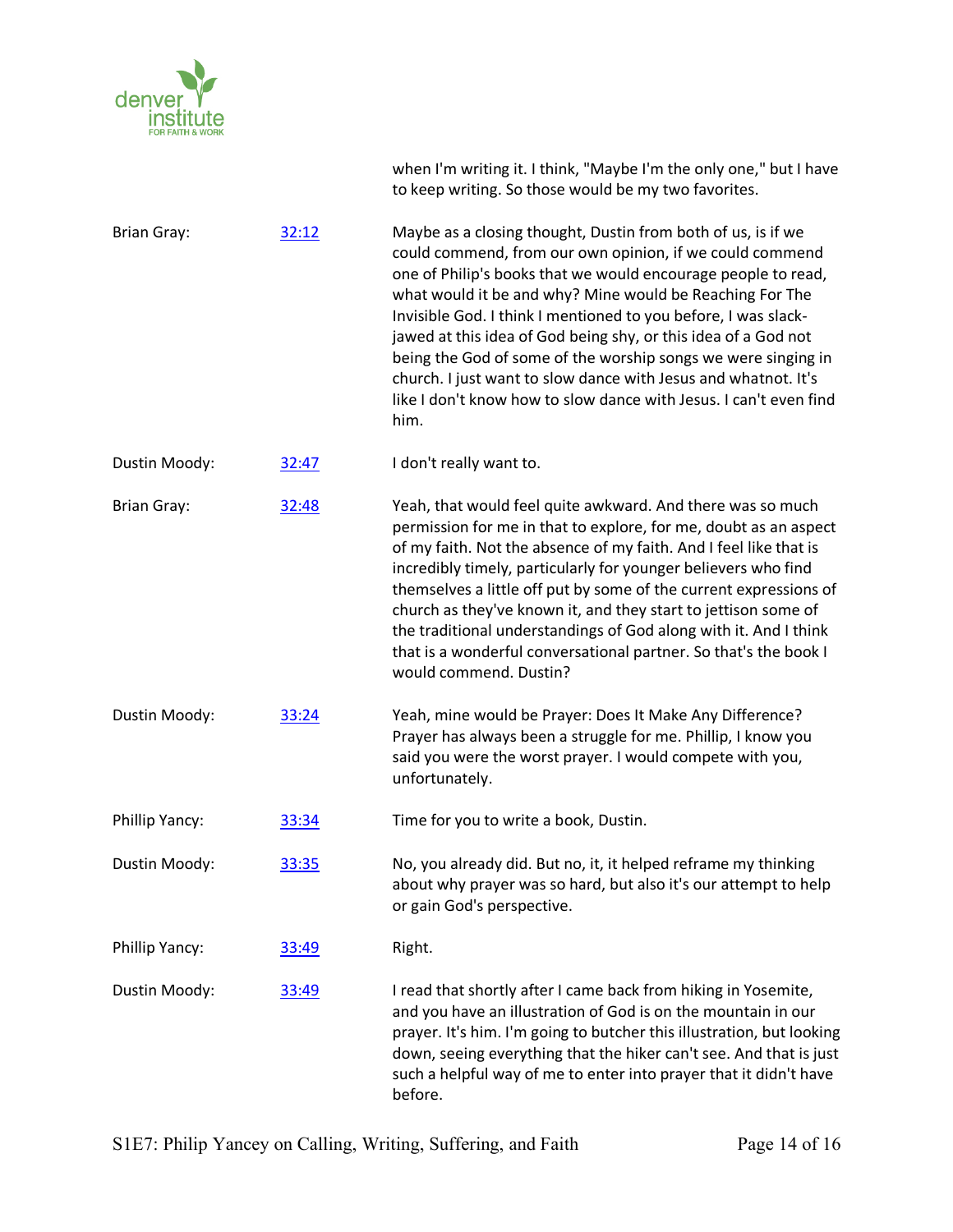when I'm writing it. I think, "Maybe I'm the only one," but I have to keep writing. So those would be my two favorites.

| | | |
|---|---|---|
| Brian Gray: | [32:12](#) | Maybe as a closing thought, Dustin from both of us, is if we could commend, from our own opinion, if we could commend one of Philip's books that we would encourage people to read, what would it be and why? Mine would be Reaching For The Invisible God. I think I mentioned to you before, I was slack-jawed at this idea of God being shy, or this idea of a God not being the God of some of the worship songs we were singing in church. I just want to slow dance with Jesus and whatnot. It's like I don't know how to slow dance with Jesus. I can't even find him. |
| Dustin Moody: | [32:47](#) | I don't really want to. |
| Brian Gray: | [32:48](#) | Yeah, that would feel quite awkward. And there was so much permission for me in that to explore, for me, doubt as an aspect of my faith. Not the absence of my faith. And I feel like that is incredibly timely, particularly for younger believers who find themselves a little off put by some of the current expressions of church as they've known it, and they start to jettison some of the traditional understandings of God along with it. And I think that is a wonderful conversational partner. So that's the book I would commend. Dustin? |
| Dustin Moody: | [33:24](#) | Yeah, mine would be Prayer: Does It Make Any Difference? Prayer has always been a struggle for me. Phillip, I know you said you were the worst prayer. I would compete with you, unfortunately. |
| Phillip Yancy: | [33:34](#) | Time for you to write a book, Dustin. |
| Dustin Moody: | [33:35](#) | No, you already did. But no, it, it helped reframe my thinking about why prayer was so hard, but also it's our attempt to help or gain God's perspective. |
| Phillip Yancy: | [33:49](#) | Right. |
| Dustin Moody: | [33:49](#) | I read that shortly after I came back from hiking in Yosemite, and you have an illustration of God is on the mountain in our prayer. It's him. I'm going to butcher this illustration, but looking down, seeing everything that the hiker can't see. And that is just such a helpful way of me to enter into prayer that it didn't have before. |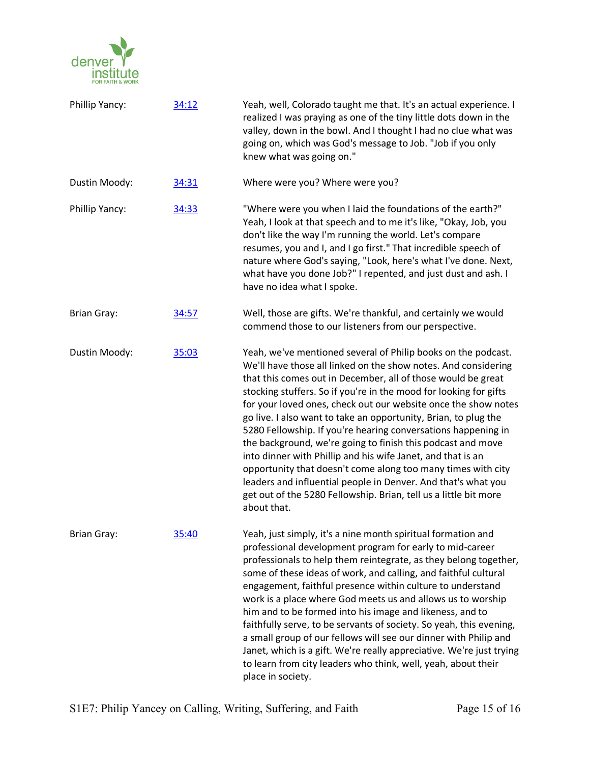| | | |
|---|---|---|
| Phillip Yancy: | [34:12]() | Yeah, well, Colorado taught me that. It's an actual experience. I realized I was praying as one of the tiny little dots down in the valley, down in the bowl. And I thought I had no clue what was going on, which was God's message to Job. "Job if you only knew what was going on." |
| Dustin Moody: | [34:31]() | Where were you? Where were you? |
| Phillip Yancy: | [34:33]() | "Where were you when I laid the foundations of the earth?" Yeah, I look at that speech and to me it's like, "Okay, Job, you don't like the way I'm running the world. Let's compare resumes, you and I, and I go first." That incredible speech of nature where God's saying, "Look, here's what I've done. Next, what have you done Job?" I repented, and just dust and ash. I have no idea what I spoke. |
| Brian Gray: | [34:57]() | Well, those are gifts. We're thankful, and certainly we would commend those to our listeners from our perspective. |
| Dustin Moody: | [35:03]() | Yeah, we've mentioned several of Philip books on the podcast. We'll have those all linked on the show notes. And considering that this comes out in December, all of those would be great stocking stuffers. So if you're in the mood for looking for gifts for your loved ones, check out our website once the show notes go live. I also want to take an opportunity, Brian, to plug the 5280 Fellowship. If you're hearing conversations happening in the background, we're going to finish this podcast and move into dinner with Phillip and his wife Janet, and that is an opportunity that doesn't come along too many times with city leaders and influential people in Denver. And that's what you get out of the 5280 Fellowship. Brian, tell us a little bit more about that. |
| Brian Gray: | [35:40]() | Yeah, just simply, it's a nine month spiritual formation and professional development program for early to mid-career professionals to help them reintegrate, as they belong together, some of these ideas of work, and calling, and faithful cultural engagement, faithful presence within culture to understand work is a place where God meets us and allows us to worship him and to be formed into his image and likeness, and to faithfully serve, to be servants of society. So yeah, this evening, a small group of our fellows will see our dinner with Philip and Janet, which is a gift. We're really appreciative. We're just trying to learn from city leaders who think, well, yeah, about their place in society. |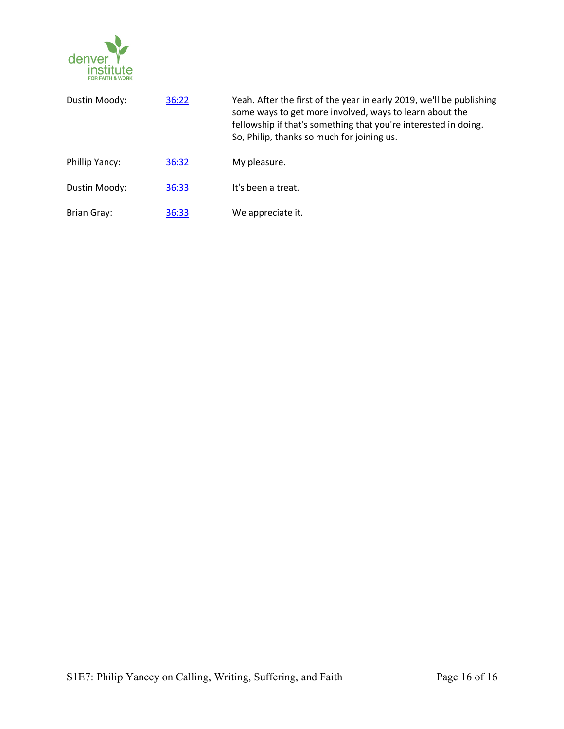| | | |
|---|---|---|
| Dustin Moody: | 36:22 | Yeah. After the first of the year in early 2019, we'll be publishing some ways to get more involved, ways to learn about the fellowship if that's something that you're interested in doing. So, Philip, thanks so much for joining us. |
| Phillip Yancy: | 36:32 | My pleasure. |
| Dustin Moody: | 36:33 | It's been a treat. |
| Brian Gray: | 36:33 | We appreciate it. |